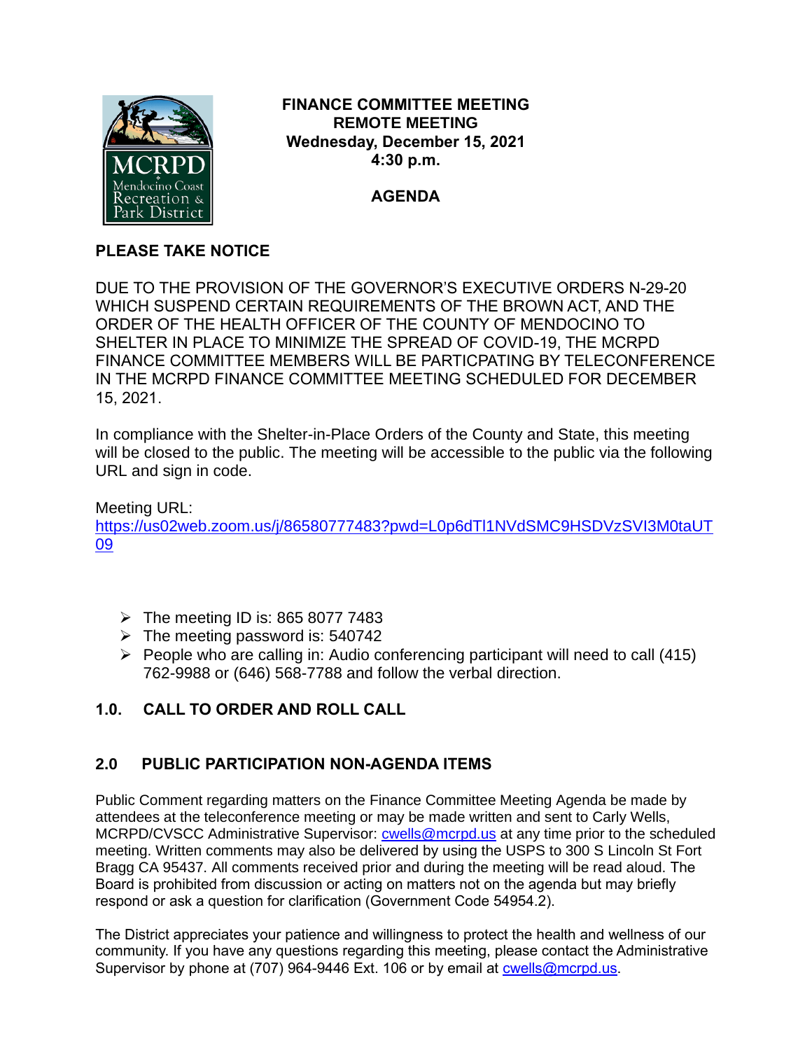**FINANCE COMMITTEE MEETING**
**REMOTE MEETING**
**Wednesday, December 15, 2021**
**4:30 p.m.**

**AGENDA**

**PLEASE TAKE NOTICE**

DUE TO THE PROVISION OF THE GOVERNOR'S EXECUTIVE ORDERS N-29-20 WHICH SUSPEND CERTAIN REQUIREMENTS OF THE BROWN ACT, AND THE ORDER OF THE HEALTH OFFICER OF THE COUNTY OF MENDOCINO TO SHELTER IN PLACE TO MINIMIZE THE SPREAD OF COVID-19, THE MCRPD FINANCE COMMITTEE MEMBERS WILL BE PARTICPATING BY TELECONFERENCE IN THE MCRPD FINANCE COMMITTEE MEETING SCHEDULED FOR DECEMBER 15, 2021.

In compliance with the Shelter-in-Place Orders of the County and State, this meeting will be closed to the public. The meeting will be accessible to the public via the following URL and sign in code.

Meeting URL:
https://us02web.zoom.us/j/86580777483?pwd=L0p6dTl1NVdSMC9HSDVzSVI3M0taUT09

- The meeting ID is: 865 8077 7483
- The meeting password is: 540742
- People who are calling in: Audio conferencing participant will need to call (415) 762-9988 or (646) 568-7788 and follow the verbal direction.

## 1.0. CALL TO ORDER AND ROLL CALL

## 2.0 PUBLIC PARTICIPATION NON-AGENDA ITEMS

Public Comment regarding matters on the Finance Committee Meeting Agenda be made by attendees at the teleconference meeting or may be made written and sent to Carly Wells, MCRPD/CVSCC Administrative Supervisor: cwells@mcrpd.us at any time prior to the scheduled meeting. Written comments may also be delivered by using the USPS to 300 S Lincoln St Fort Bragg CA 95437. All comments received prior and during the meeting will be read aloud. The Board is prohibited from discussion or acting on matters not on the agenda but may briefly respond or ask a question for clarification (Government Code 54954.2).

The District appreciates your patience and willingness to protect the health and wellness of our community. If you have any questions regarding this meeting, please contact the Administrative Supervisor by phone at (707) 964-9446 Ext. 106 or by email at cwells@mcrpd.us.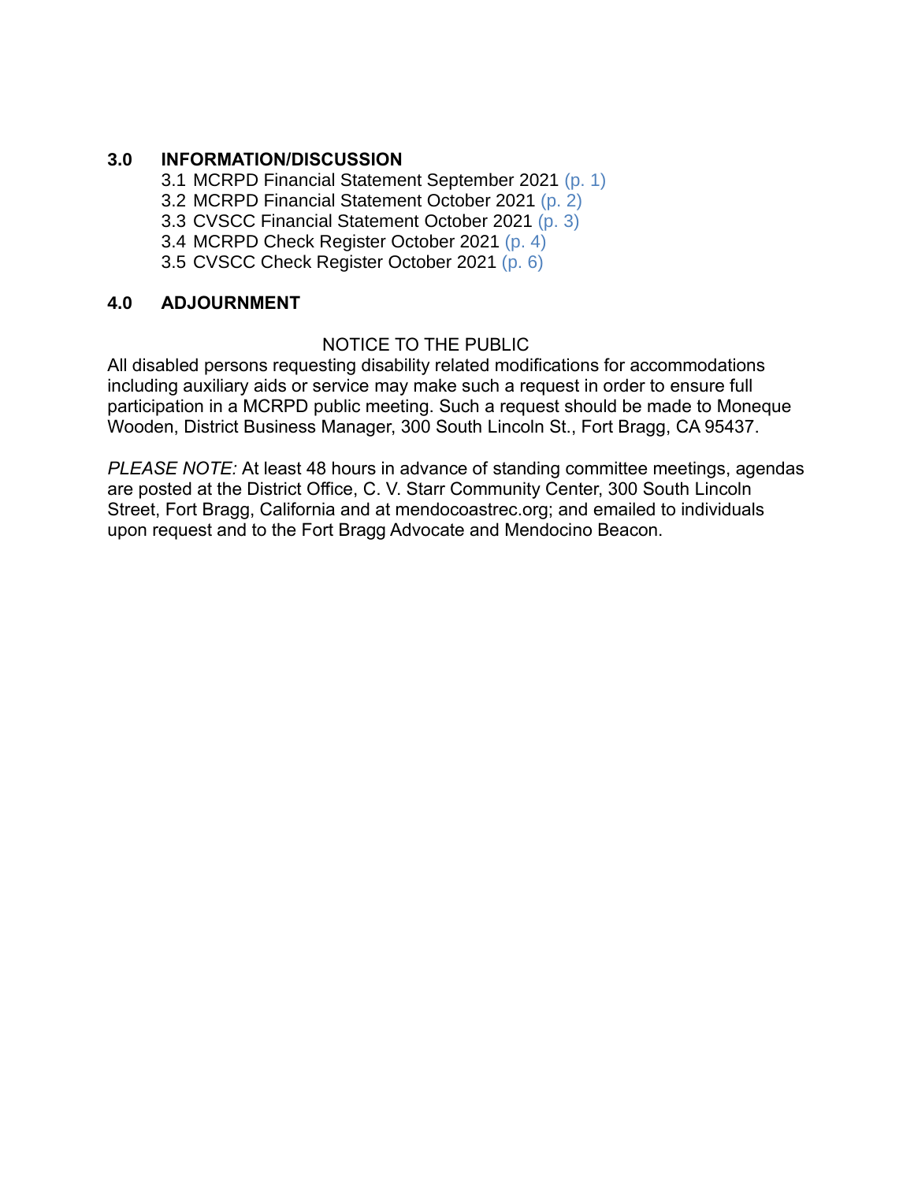## 3.0 INFORMATION/DISCUSSION

3.1 MCRPD Financial Statement September 2021 (p. 1)
3.2 MCRPD Financial Statement October 2021 (p. 2)
3.3 CVSCC Financial Statement October 2021 (p. 3)
3.4 MCRPD Check Register October 2021 (p. 4)
3.5 CVSCC Check Register October 2021 (p. 6)

## 4.0 ADJOURNMENT

NOTICE TO THE PUBLIC

All disabled persons requesting disability related modifications for accommodations including auxiliary aids or service may make such a request in order to ensure full participation in a MCRPD public meeting. Such a request should be made to Moneque Wooden, District Business Manager, 300 South Lincoln St., Fort Bragg, CA 95437.

*PLEASE NOTE:* At least 48 hours in advance of standing committee meetings, agendas are posted at the District Office, C. V. Starr Community Center, 300 South Lincoln Street, Fort Bragg, California and at mendocoastrec.org; and emailed to individuals upon request and to the Fort Bragg Advocate and Mendocino Beacon.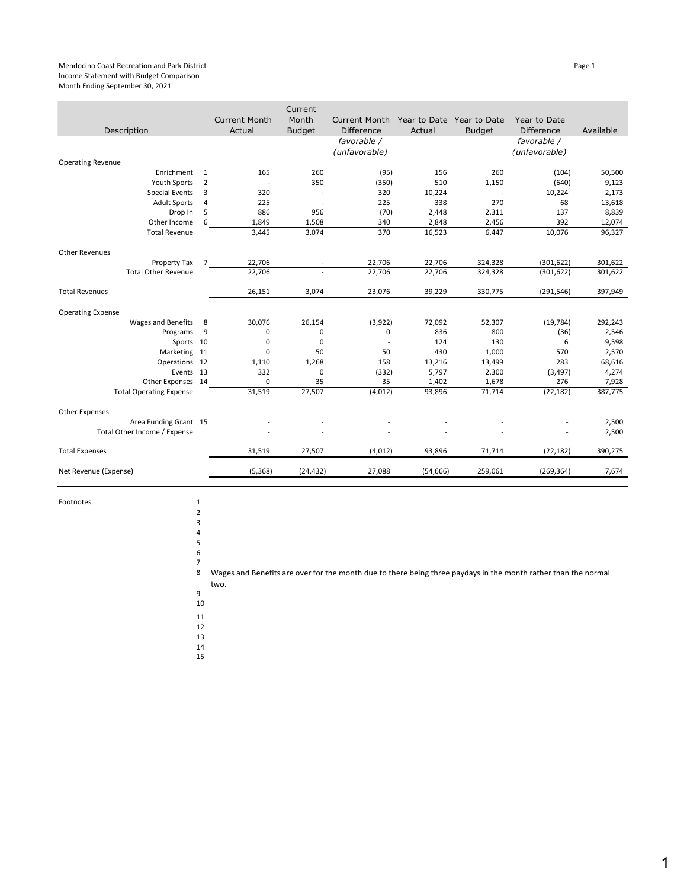Mendocino Coast Recreation and Park District
Income Statement with Budget Comparison
Month Ending September 30, 2021

| Description | | Current Month Actual | Current Month Budget | Current Month Difference *favorable / (unfavorable)* | Year to Date Actual | Year to Date Budget | Year to Date Difference *favorable / (unfavorable)* | Available |
|---|---|---|---|---|---|---|---|---|
| Operating Revenue | | | | | | | | |
| Enrichment | 1 | 165 | 260 | (95) | 156 | 260 | (104) | 50,500 |
| Youth Sports | 2 | - | 350 | (350) | 510 | 1,150 | (640) | 9,123 |
| Special Events | 3 | 320 | - | 320 | 10,224 | - | 10,224 | 2,173 |
| Adult Sports | 4 | 225 | - | 225 | 338 | 270 | 68 | 13,618 |
| Drop In | 5 | 886 | 956 | (70) | 2,448 | 2,311 | 137 | 8,839 |
| Other Income | 6 | 1,849 | 1,508 | 340 | 2,848 | 2,456 | 392 | 12,074 |
| Total Revenue | | 3,445 | 3,074 | 370 | 16,523 | 6,447 | 10,076 | 96,327 |
| Other Revenues | | | | | | | | |
| Property Tax | 7 | 22,706 | - | 22,706 | 22,706 | 324,328 | (301,622) | 301,622 |
| Total Other Revenue | | 22,706 | - | 22,706 | 22,706 | 324,328 | (301,622) | 301,622 |
| Total Revenues | | 26,151 | 3,074 | 23,076 | 39,229 | 330,775 | (291,546) | 397,949 |
| Operating Expense | | | | | | | | |
| Wages and Benefits | 8 | 30,076 | 26,154 | (3,922) | 72,092 | 52,307 | (19,784) | 292,243 |
| Programs | 9 | 0 | 0 | 0 | 836 | 800 | (36) | 2,546 |
| Sports | 10 | 0 | 0 | - | 124 | 130 | 6 | 9,598 |
| Marketing | 11 | 0 | 50 | 50 | 430 | 1,000 | 570 | 2,570 |
| Operations | 12 | 1,110 | 1,268 | 158 | 13,216 | 13,499 | 283 | 68,616 |
| Events | 13 | 332 | 0 | (332) | 5,797 | 2,300 | (3,497) | 4,274 |
| Other Expenses | 14 | 0 | 35 | 35 | 1,402 | 1,678 | 276 | 7,928 |
| Total Operating Expense | | 31,519 | 27,507 | (4,012) | 93,896 | 71,714 | (22,182) | 387,775 |
| Other Expenses | | | | | | | | |
| Area Funding Grant | 15 | - | - | - | - | - | - | 2,500 |
| Total Other Income / Expense | | - | - | - | - | - | - | 2,500 |
| Total Expenses | | 31,519 | 27,507 | (4,012) | 93,896 | 71,714 | (22,182) | 390,275 |
| Net Revenue (Expense) | | (5,368) | (24,432) | 27,088 | (54,666) | 259,061 | (269,364) | 7,674 |

Footnotes

1
2
3
4
5
6
7
8 Wages and Benefits are over for the month due to there being three paydays in the month rather than the normal two.
9
10
11
12
13
14
15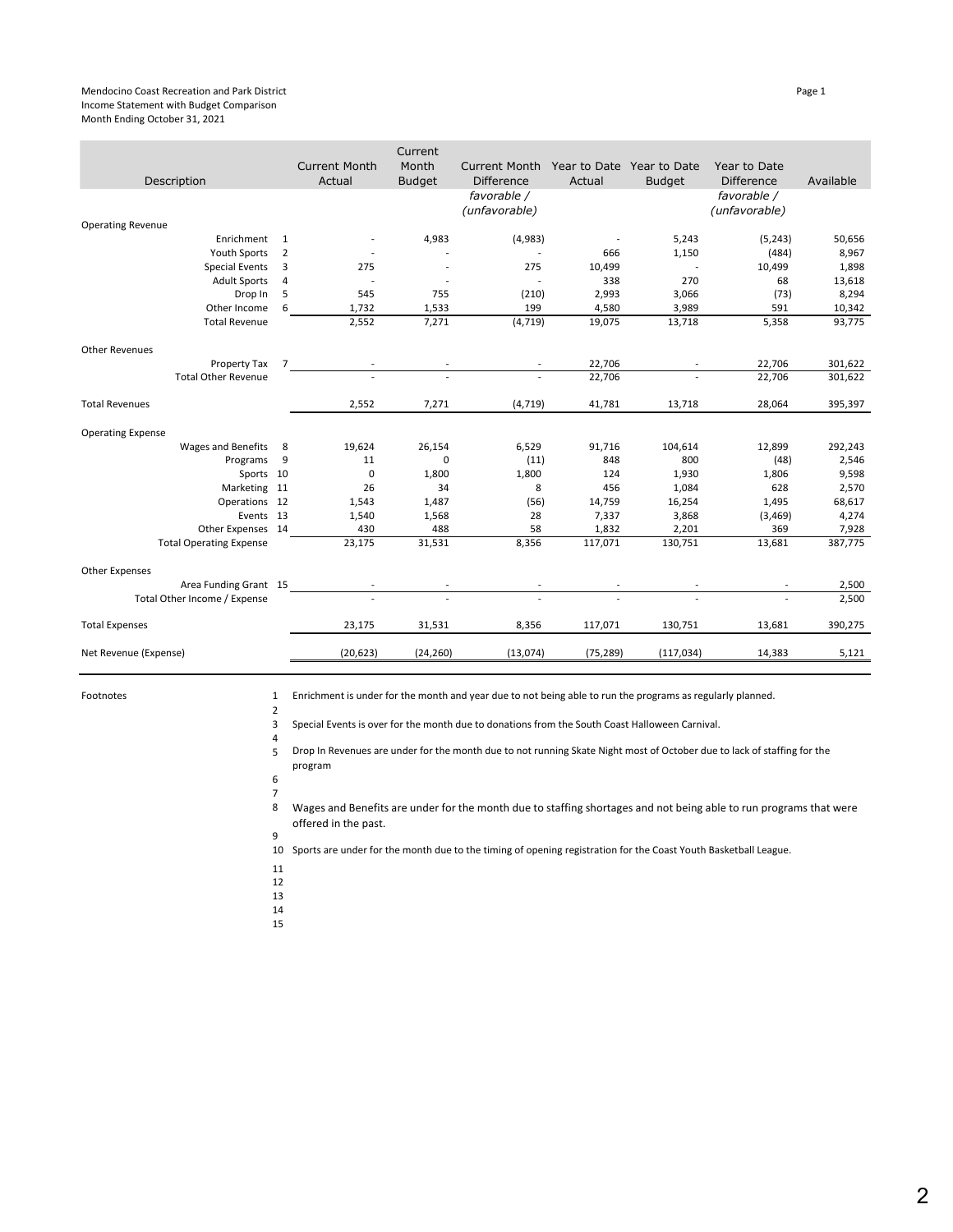Mendocino Coast Recreation and Park District
Income Statement with Budget Comparison
Month Ending October 31, 2021

| Description | | Current Month Actual | Current Month Budget | Current Month Difference *favorable / (unfavorable)* | Year to Date Actual | Year to Date Budget | Year to Date Difference *favorable / (unfavorable)* | Available |
|---|---|---|---|---|---|---|---|---|
| **Operating Revenue** | | | | | | | | |
| Enrichment | 1 | - | 4,983 | (4,983) | - | 5,243 | (5,243) | 50,656 |
| Youth Sports | 2 | - | - | - | 666 | 1,150 | (484) | 8,967 |
| Special Events | 3 | 275 | - | 275 | 10,499 | - | 10,499 | 1,898 |
| Adult Sports | 4 | - | - | - | 338 | 270 | 68 | 13,618 |
| Drop In | 5 | 545 | 755 | (210) | 2,993 | 3,066 | (73) | 8,294 |
| Other Income | 6 | 1,732 | 1,533 | 199 | 4,580 | 3,989 | 591 | 10,342 |
| Total Revenue | | 2,552 | 7,271 | (4,719) | 19,075 | 13,718 | 5,358 | 93,775 |
| **Other Revenues** | | | | | | | | |
| Property Tax | 7 | - | - | - | 22,706 | - | 22,706 | 301,622 |
| Total Other Revenue | | - | - | - | 22,706 | - | 22,706 | 301,622 |
| **Total Revenues** | | 2,552 | 7,271 | (4,719) | 41,781 | 13,718 | 28,064 | 395,397 |
| **Operating Expense** | | | | | | | | |
| Wages and Benefits | 8 | 19,624 | 26,154 | 6,529 | 91,716 | 104,614 | 12,899 | 292,243 |
| Programs | 9 | 11 | 0 | (11) | 848 | 800 | (48) | 2,546 |
| Sports | 10 | 0 | 1,800 | 1,800 | 124 | 1,930 | 1,806 | 9,598 |
| Marketing | 11 | 26 | 34 | 8 | 456 | 1,084 | 628 | 2,570 |
| Operations | 12 | 1,543 | 1,487 | (56) | 14,759 | 16,254 | 1,495 | 68,617 |
| Events | 13 | 1,540 | 1,568 | 28 | 7,337 | 3,868 | (3,469) | 4,274 |
| Other Expenses | 14 | 430 | 488 | 58 | 1,832 | 2,201 | 369 | 7,928 |
| Total Operating Expense | | 23,175 | 31,531 | 8,356 | 117,071 | 130,751 | 13,681 | 387,775 |
| **Other Expenses** | | | | | | | | |
| Area Funding Grant | 15 | - | - | - | - | - | - | 2,500 |
| Total Other Income / Expense | | - | - | - | - | - | - | 2,500 |
| **Total Expenses** | | 23,175 | 31,531 | 8,356 | 117,071 | 130,751 | 13,681 | 390,275 |
| **Net Revenue (Expense)** | | (20,623) | (24,260) | (13,074) | (75,289) | (117,034) | 14,383 | 5,121 |

Footnotes

1. Enrichment is under for the month and year due to not being able to run the programs as regularly planned.
2.
3. Special Events is over for the month due to donations from the South Coast Halloween Carnival.
4.
5. Drop In Revenues are under for the month due to not running Skate Night most of October due to lack of staffing for the program
6.
7.
8. Wages and Benefits are under for the month due to staffing shortages and not being able to run programs that were offered in the past.
9.
10. Sports are under for the month due to the timing of opening registration for the Coast Youth Basketball League.
11.
12.
13.
14.
15.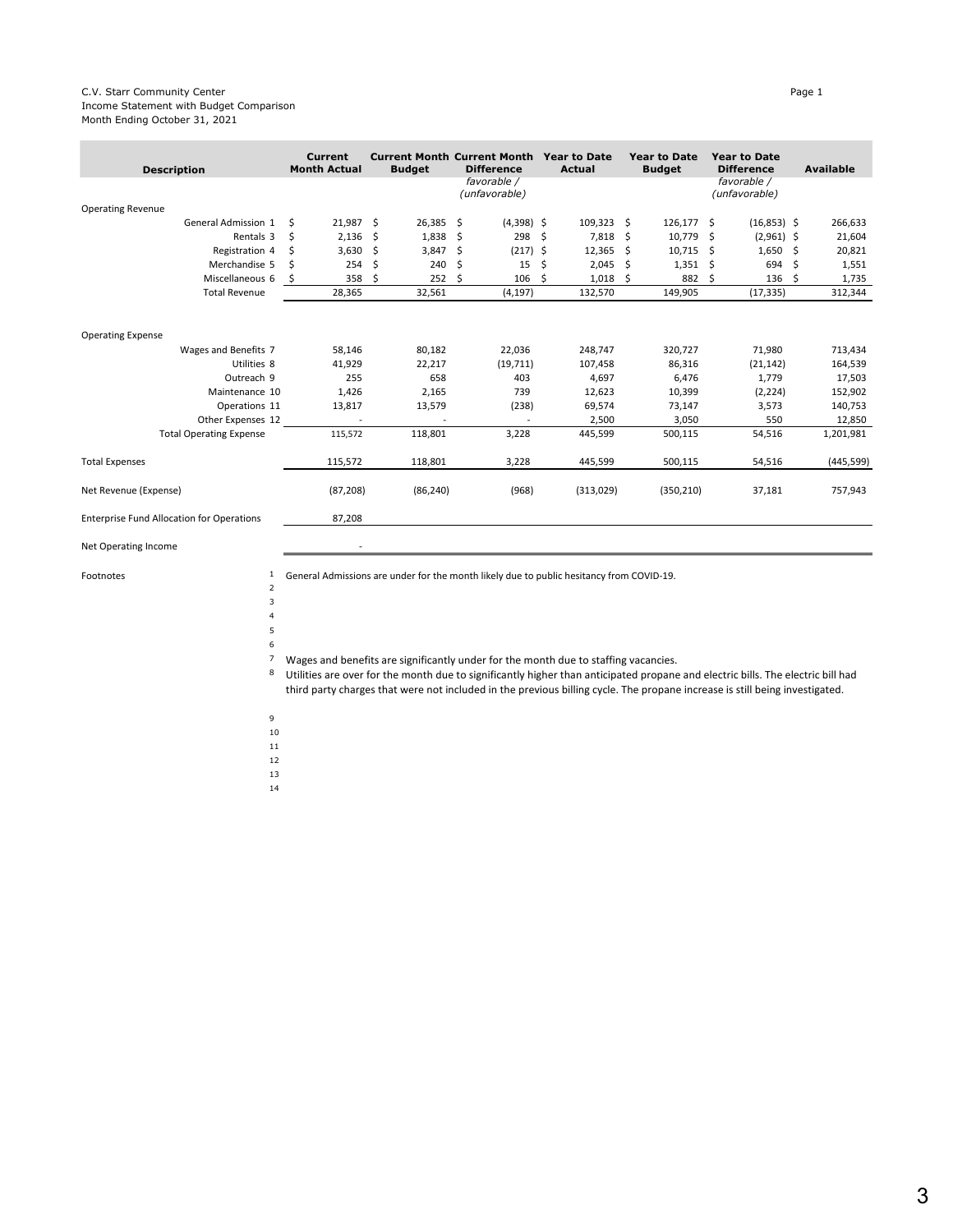C.V. Starr Community Center
Income Statement with Budget Comparison
Month Ending October 31, 2021

| Description | Current Month Actual | Current Month Budget | Current Month Difference *favorable / (unfavorable)* | Year to Date Actual | Year to Date Budget | Year to Date Difference *favorable / (unfavorable)* | Available |
|---|---|---|---|---|---|---|---|
| Operating Revenue | | | | | | | |
| General Admission 1 | $ 21,987 | $ 26,385 | $ (4,398) | $ 109,323 | $ 126,177 | $ (16,853) | $ 266,633 |
| Rentals 3 | $ 2,136 | $ 1,838 | $ 298 | $ 7,818 | $ 10,779 | $ (2,961) | $ 21,604 |
| Registration 4 | $ 3,630 | $ 3,847 | $ (217) | $ 12,365 | $ 10,715 | $ 1,650 | $ 20,821 |
| Merchandise 5 | $ 254 | $ 240 | $ 15 | $ 2,045 | $ 1,351 | $ 694 | $ 1,551 |
| Miscellaneous 6 | $ 358 | $ 252 | $ 106 | $ 1,018 | $ 882 | $ 136 | $ 1,735 |
| Total Revenue | 28,365 | 32,561 | (4,197) | 132,570 | 149,905 | (17,335) | 312,344 |
| Operating Expense | | | | | | | |
| Wages and Benefits 7 | 58,146 | 80,182 | 22,036 | 248,747 | 320,727 | 71,980 | 713,434 |
| Utilities 8 | 41,929 | 22,217 | (19,711) | 107,458 | 86,316 | (21,142) | 164,539 |
| Outreach 9 | 255 | 658 | 403 | 4,697 | 6,476 | 1,779 | 17,503 |
| Maintenance 10 | 1,426 | 2,165 | 739 | 12,623 | 10,399 | (2,224) | 152,902 |
| Operations 11 | 13,817 | 13,579 | (238) | 69,574 | 73,147 | 3,573 | 140,753 |
| Other Expenses 12 | - | - | - | 2,500 | 3,050 | 550 | 12,850 |
| Total Operating Expense | 115,572 | 118,801 | 3,228 | 445,599 | 500,115 | 54,516 | 1,201,981 |
| Total Expenses | 115,572 | 118,801 | 3,228 | 445,599 | 500,115 | 54,516 | (445,599) |
| Net Revenue (Expense) | (87,208) | (86,240) | (968) | (313,029) | (350,210) | 37,181 | 757,943 |
| Enterprise Fund Allocation for Operations | 87,208 | | | | | | |
| Net Operating Income | - | | | | | | |

Footnotes

1. General Admissions are under for the month likely due to public hesitancy from COVID-19.
2.
3.
4.
5.
6.
7. Wages and benefits are significantly under for the month due to staffing vacancies.
8. Utilities are over for the month due to significantly higher than anticipated propane and electric bills. The electric bill had third party charges that were not included in the previous billing cycle. The propane increase is still being investigated.
9.
10.
11.
12.
13.
14.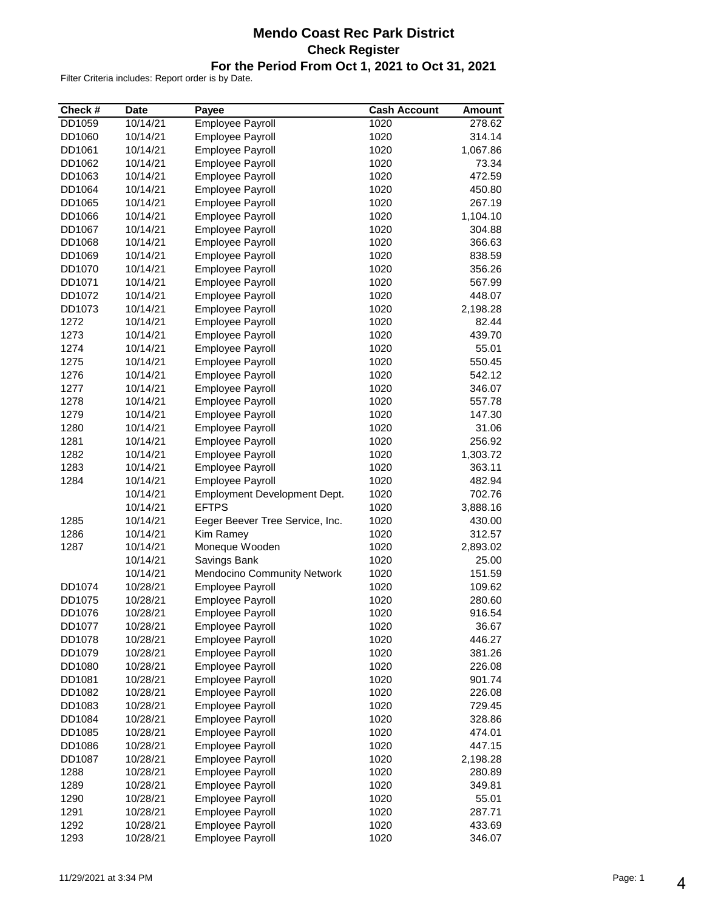# Mendo Coast Rec Park District

## Check Register

### For the Period From Oct 1, 2021 to Oct 31, 2021

Filter Criteria includes: Report order is by Date.

| Check # | Date | Payee | Cash Account | Amount |
|---|---|---|---|---|
| DD1059 | 10/14/21 | Employee Payroll | 1020 | 278.62 |
| DD1060 | 10/14/21 | Employee Payroll | 1020 | 314.14 |
| DD1061 | 10/14/21 | Employee Payroll | 1020 | 1,067.86 |
| DD1062 | 10/14/21 | Employee Payroll | 1020 | 73.34 |
| DD1063 | 10/14/21 | Employee Payroll | 1020 | 472.59 |
| DD1064 | 10/14/21 | Employee Payroll | 1020 | 450.80 |
| DD1065 | 10/14/21 | Employee Payroll | 1020 | 267.19 |
| DD1066 | 10/14/21 | Employee Payroll | 1020 | 1,104.10 |
| DD1067 | 10/14/21 | Employee Payroll | 1020 | 304.88 |
| DD1068 | 10/14/21 | Employee Payroll | 1020 | 366.63 |
| DD1069 | 10/14/21 | Employee Payroll | 1020 | 838.59 |
| DD1070 | 10/14/21 | Employee Payroll | 1020 | 356.26 |
| DD1071 | 10/14/21 | Employee Payroll | 1020 | 567.99 |
| DD1072 | 10/14/21 | Employee Payroll | 1020 | 448.07 |
| DD1073 | 10/14/21 | Employee Payroll | 1020 | 2,198.28 |
| 1272 | 10/14/21 | Employee Payroll | 1020 | 82.44 |
| 1273 | 10/14/21 | Employee Payroll | 1020 | 439.70 |
| 1274 | 10/14/21 | Employee Payroll | 1020 | 55.01 |
| 1275 | 10/14/21 | Employee Payroll | 1020 | 550.45 |
| 1276 | 10/14/21 | Employee Payroll | 1020 | 542.12 |
| 1277 | 10/14/21 | Employee Payroll | 1020 | 346.07 |
| 1278 | 10/14/21 | Employee Payroll | 1020 | 557.78 |
| 1279 | 10/14/21 | Employee Payroll | 1020 | 147.30 |
| 1280 | 10/14/21 | Employee Payroll | 1020 | 31.06 |
| 1281 | 10/14/21 | Employee Payroll | 1020 | 256.92 |
| 1282 | 10/14/21 | Employee Payroll | 1020 | 1,303.72 |
| 1283 | 10/14/21 | Employee Payroll | 1020 | 363.11 |
| 1284 | 10/14/21 | Employee Payroll | 1020 | 482.94 |
| | 10/14/21 | Employment Development Dept. | 1020 | 702.76 |
| | 10/14/21 | EFTPS | 1020 | 3,888.16 |
| 1285 | 10/14/21 | Eeger Beever Tree Service, Inc. | 1020 | 430.00 |
| 1286 | 10/14/21 | Kim Ramey | 1020 | 312.57 |
| 1287 | 10/14/21 | Moneque Wooden | 1020 | 2,893.02 |
| | 10/14/21 | Savings Bank | 1020 | 25.00 |
| | 10/14/21 | Mendocino Community Network | 1020 | 151.59 |
| DD1074 | 10/28/21 | Employee Payroll | 1020 | 109.62 |
| DD1075 | 10/28/21 | Employee Payroll | 1020 | 280.60 |
| DD1076 | 10/28/21 | Employee Payroll | 1020 | 916.54 |
| DD1077 | 10/28/21 | Employee Payroll | 1020 | 36.67 |
| DD1078 | 10/28/21 | Employee Payroll | 1020 | 446.27 |
| DD1079 | 10/28/21 | Employee Payroll | 1020 | 381.26 |
| DD1080 | 10/28/21 | Employee Payroll | 1020 | 226.08 |
| DD1081 | 10/28/21 | Employee Payroll | 1020 | 901.74 |
| DD1082 | 10/28/21 | Employee Payroll | 1020 | 226.08 |
| DD1083 | 10/28/21 | Employee Payroll | 1020 | 729.45 |
| DD1084 | 10/28/21 | Employee Payroll | 1020 | 328.86 |
| DD1085 | 10/28/21 | Employee Payroll | 1020 | 474.01 |
| DD1086 | 10/28/21 | Employee Payroll | 1020 | 447.15 |
| DD1087 | 10/28/21 | Employee Payroll | 1020 | 2,198.28 |
| 1288 | 10/28/21 | Employee Payroll | 1020 | 280.89 |
| 1289 | 10/28/21 | Employee Payroll | 1020 | 349.81 |
| 1290 | 10/28/21 | Employee Payroll | 1020 | 55.01 |
| 1291 | 10/28/21 | Employee Payroll | 1020 | 287.71 |
| 1292 | 10/28/21 | Employee Payroll | 1020 | 433.69 |
| 1293 | 10/28/21 | Employee Payroll | 1020 | 346.07 |

11/29/2021 at 3:34 PM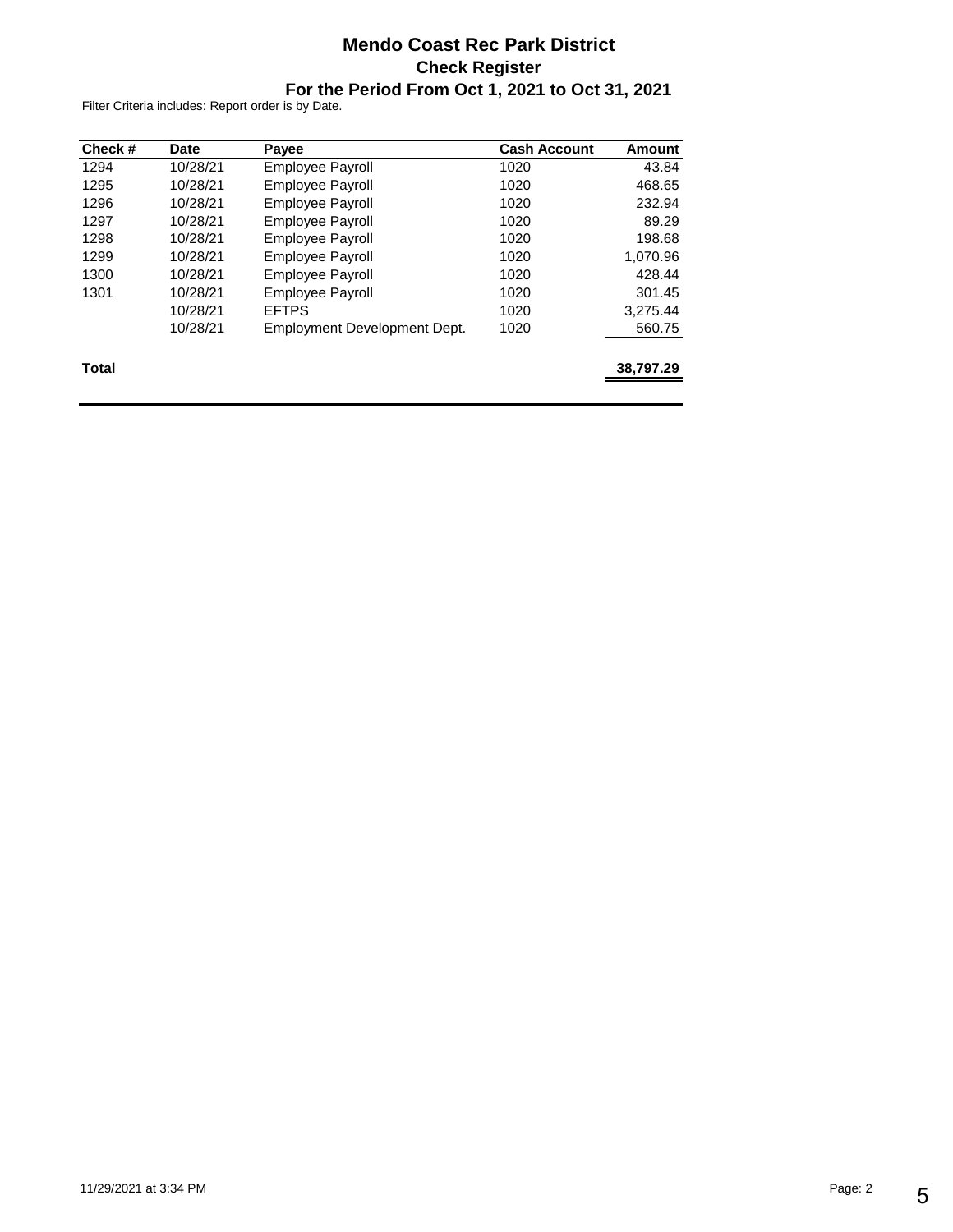# Mendo Coast Rec Park District

## Check Register

### For the Period From Oct 1, 2021 to Oct 31, 2021

Filter Criteria includes: Report order is by Date.

| Check # | Date | Payee | Cash Account | Amount |
|---|---|---|---|---|
| 1294 | 10/28/21 | Employee Payroll | 1020 | 43.84 |
| 1295 | 10/28/21 | Employee Payroll | 1020 | 468.65 |
| 1296 | 10/28/21 | Employee Payroll | 1020 | 232.94 |
| 1297 | 10/28/21 | Employee Payroll | 1020 | 89.29 |
| 1298 | 10/28/21 | Employee Payroll | 1020 | 198.68 |
| 1299 | 10/28/21 | Employee Payroll | 1020 | 1,070.96 |
| 1300 | 10/28/21 | Employee Payroll | 1020 | 428.44 |
| 1301 | 10/28/21 | Employee Payroll | 1020 | 301.45 |
| | 10/28/21 | EFTPS | 1020 | 3,275.44 |
| | 10/28/21 | Employment Development Dept. | 1020 | 560.75 |
| **Total** | | | | **38,797.29** |

11/29/2021 at 3:34 PM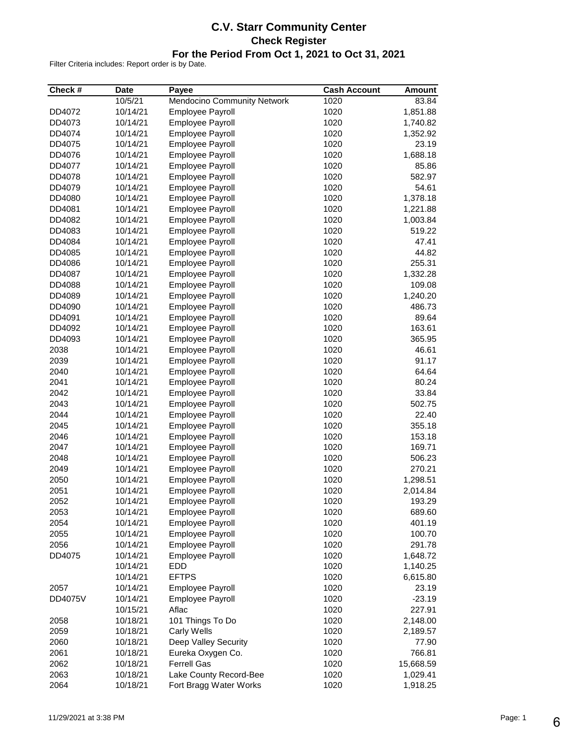# C.V. Starr Community Center
## Check Register
### For the Period From Oct 1, 2021 to Oct 31, 2021

Filter Criteria includes: Report order is by Date.

| Check # | Date | Payee | Cash Account | Amount |
|---|---|---|---|---|
| | 10/5/21 | Mendocino Community Network | 1020 | 83.84 |
| DD4072 | 10/14/21 | Employee Payroll | 1020 | 1,851.88 |
| DD4073 | 10/14/21 | Employee Payroll | 1020 | 1,740.82 |
| DD4074 | 10/14/21 | Employee Payroll | 1020 | 1,352.92 |
| DD4075 | 10/14/21 | Employee Payroll | 1020 | 23.19 |
| DD4076 | 10/14/21 | Employee Payroll | 1020 | 1,688.18 |
| DD4077 | 10/14/21 | Employee Payroll | 1020 | 85.86 |
| DD4078 | 10/14/21 | Employee Payroll | 1020 | 582.97 |
| DD4079 | 10/14/21 | Employee Payroll | 1020 | 54.61 |
| DD4080 | 10/14/21 | Employee Payroll | 1020 | 1,378.18 |
| DD4081 | 10/14/21 | Employee Payroll | 1020 | 1,221.88 |
| DD4082 | 10/14/21 | Employee Payroll | 1020 | 1,003.84 |
| DD4083 | 10/14/21 | Employee Payroll | 1020 | 519.22 |
| DD4084 | 10/14/21 | Employee Payroll | 1020 | 47.41 |
| DD4085 | 10/14/21 | Employee Payroll | 1020 | 44.82 |
| DD4086 | 10/14/21 | Employee Payroll | 1020 | 255.31 |
| DD4087 | 10/14/21 | Employee Payroll | 1020 | 1,332.28 |
| DD4088 | 10/14/21 | Employee Payroll | 1020 | 109.08 |
| DD4089 | 10/14/21 | Employee Payroll | 1020 | 1,240.20 |
| DD4090 | 10/14/21 | Employee Payroll | 1020 | 486.73 |
| DD4091 | 10/14/21 | Employee Payroll | 1020 | 89.64 |
| DD4092 | 10/14/21 | Employee Payroll | 1020 | 163.61 |
| DD4093 | 10/14/21 | Employee Payroll | 1020 | 365.95 |
| 2038 | 10/14/21 | Employee Payroll | 1020 | 46.61 |
| 2039 | 10/14/21 | Employee Payroll | 1020 | 91.17 |
| 2040 | 10/14/21 | Employee Payroll | 1020 | 64.64 |
| 2041 | 10/14/21 | Employee Payroll | 1020 | 80.24 |
| 2042 | 10/14/21 | Employee Payroll | 1020 | 33.84 |
| 2043 | 10/14/21 | Employee Payroll | 1020 | 502.75 |
| 2044 | 10/14/21 | Employee Payroll | 1020 | 22.40 |
| 2045 | 10/14/21 | Employee Payroll | 1020 | 355.18 |
| 2046 | 10/14/21 | Employee Payroll | 1020 | 153.18 |
| 2047 | 10/14/21 | Employee Payroll | 1020 | 169.71 |
| 2048 | 10/14/21 | Employee Payroll | 1020 | 506.23 |
| 2049 | 10/14/21 | Employee Payroll | 1020 | 270.21 |
| 2050 | 10/14/21 | Employee Payroll | 1020 | 1,298.51 |
| 2051 | 10/14/21 | Employee Payroll | 1020 | 2,014.84 |
| 2052 | 10/14/21 | Employee Payroll | 1020 | 193.29 |
| 2053 | 10/14/21 | Employee Payroll | 1020 | 689.60 |
| 2054 | 10/14/21 | Employee Payroll | 1020 | 401.19 |
| 2055 | 10/14/21 | Employee Payroll | 1020 | 100.70 |
| 2056 | 10/14/21 | Employee Payroll | 1020 | 291.78 |
| DD4075 | 10/14/21 | Employee Payroll | 1020 | 1,648.72 |
| | 10/14/21 | EDD | 1020 | 1,140.25 |
| | 10/14/21 | EFTPS | 1020 | 6,615.80 |
| 2057 | 10/14/21 | Employee Payroll | 1020 | 23.19 |
| DD4075V | 10/14/21 | Employee Payroll | 1020 | -23.19 |
| | 10/15/21 | Aflac | 1020 | 227.91 |
| 2058 | 10/18/21 | 101 Things To Do | 1020 | 2,148.00 |
| 2059 | 10/18/21 | Carly Wells | 1020 | 2,189.57 |
| 2060 | 10/18/21 | Deep Valley Security | 1020 | 77.90 |
| 2061 | 10/18/21 | Eureka Oxygen Co. | 1020 | 766.81 |
| 2062 | 10/18/21 | Ferrell Gas | 1020 | 15,668.59 |
| 2063 | 10/18/21 | Lake County Record-Bee | 1020 | 1,029.41 |
| 2064 | 10/18/21 | Fort Bragg Water Works | 1020 | 1,918.25 |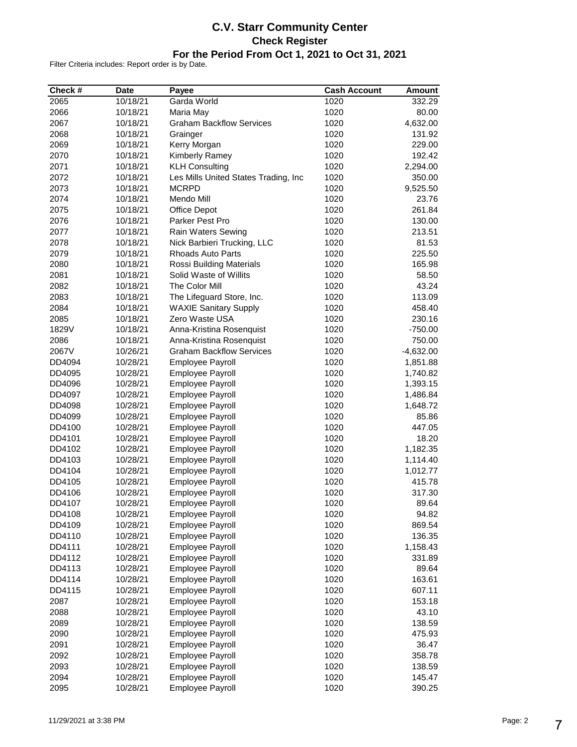# C.V. Starr Community Center

## Check Register

### For the Period From Oct 1, 2021 to Oct 31, 2021

Filter Criteria includes: Report order is by Date.

| Check # | Date | Payee | Cash Account | Amount |
|---|---|---|---|---|
| 2065 | 10/18/21 | Garda World | 1020 | 332.29 |
| 2066 | 10/18/21 | Maria May | 1020 | 80.00 |
| 2067 | 10/18/21 | Graham Backflow Services | 1020 | 4,632.00 |
| 2068 | 10/18/21 | Grainger | 1020 | 131.92 |
| 2069 | 10/18/21 | Kerry Morgan | 1020 | 229.00 |
| 2070 | 10/18/21 | Kimberly Ramey | 1020 | 192.42 |
| 2071 | 10/18/21 | KLH Consulting | 1020 | 2,294.00 |
| 2072 | 10/18/21 | Les Mills United States Trading, Inc | 1020 | 350.00 |
| 2073 | 10/18/21 | MCRPD | 1020 | 9,525.50 |
| 2074 | 10/18/21 | Mendo Mill | 1020 | 23.76 |
| 2075 | 10/18/21 | Office Depot | 1020 | 261.84 |
| 2076 | 10/18/21 | Parker Pest Pro | 1020 | 130.00 |
| 2077 | 10/18/21 | Rain Waters Sewing | 1020 | 213.51 |
| 2078 | 10/18/21 | Nick Barbieri Trucking, LLC | 1020 | 81.53 |
| 2079 | 10/18/21 | Rhoads Auto Parts | 1020 | 225.50 |
| 2080 | 10/18/21 | Rossi Building Materials | 1020 | 165.98 |
| 2081 | 10/18/21 | Solid Waste of Willits | 1020 | 58.50 |
| 2082 | 10/18/21 | The Color Mill | 1020 | 43.24 |
| 2083 | 10/18/21 | The Lifeguard Store, Inc. | 1020 | 113.09 |
| 2084 | 10/18/21 | WAXIE Sanitary Supply | 1020 | 458.40 |
| 2085 | 10/18/21 | Zero Waste USA | 1020 | 230.16 |
| 1829V | 10/18/21 | Anna-Kristina Rosenquist | 1020 | -750.00 |
| 2086 | 10/18/21 | Anna-Kristina Rosenquist | 1020 | 750.00 |
| 2067V | 10/26/21 | Graham Backflow Services | 1020 | -4,632.00 |
| DD4094 | 10/28/21 | Employee Payroll | 1020 | 1,851.88 |
| DD4095 | 10/28/21 | Employee Payroll | 1020 | 1,740.82 |
| DD4096 | 10/28/21 | Employee Payroll | 1020 | 1,393.15 |
| DD4097 | 10/28/21 | Employee Payroll | 1020 | 1,486.84 |
| DD4098 | 10/28/21 | Employee Payroll | 1020 | 1,648.72 |
| DD4099 | 10/28/21 | Employee Payroll | 1020 | 85.86 |
| DD4100 | 10/28/21 | Employee Payroll | 1020 | 447.05 |
| DD4101 | 10/28/21 | Employee Payroll | 1020 | 18.20 |
| DD4102 | 10/28/21 | Employee Payroll | 1020 | 1,182.35 |
| DD4103 | 10/28/21 | Employee Payroll | 1020 | 1,114.40 |
| DD4104 | 10/28/21 | Employee Payroll | 1020 | 1,012.77 |
| DD4105 | 10/28/21 | Employee Payroll | 1020 | 415.78 |
| DD4106 | 10/28/21 | Employee Payroll | 1020 | 317.30 |
| DD4107 | 10/28/21 | Employee Payroll | 1020 | 89.64 |
| DD4108 | 10/28/21 | Employee Payroll | 1020 | 94.82 |
| DD4109 | 10/28/21 | Employee Payroll | 1020 | 869.54 |
| DD4110 | 10/28/21 | Employee Payroll | 1020 | 136.35 |
| DD4111 | 10/28/21 | Employee Payroll | 1020 | 1,158.43 |
| DD4112 | 10/28/21 | Employee Payroll | 1020 | 331.89 |
| DD4113 | 10/28/21 | Employee Payroll | 1020 | 89.64 |
| DD4114 | 10/28/21 | Employee Payroll | 1020 | 163.61 |
| DD4115 | 10/28/21 | Employee Payroll | 1020 | 607.11 |
| 2087 | 10/28/21 | Employee Payroll | 1020 | 153.18 |
| 2088 | 10/28/21 | Employee Payroll | 1020 | 43.10 |
| 2089 | 10/28/21 | Employee Payroll | 1020 | 138.59 |
| 2090 | 10/28/21 | Employee Payroll | 1020 | 475.93 |
| 2091 | 10/28/21 | Employee Payroll | 1020 | 36.47 |
| 2092 | 10/28/21 | Employee Payroll | 1020 | 358.78 |
| 2093 | 10/28/21 | Employee Payroll | 1020 | 138.59 |
| 2094 | 10/28/21 | Employee Payroll | 1020 | 145.47 |
| 2095 | 10/28/21 | Employee Payroll | 1020 | 390.25 |

11/29/2021 at 3:38 PM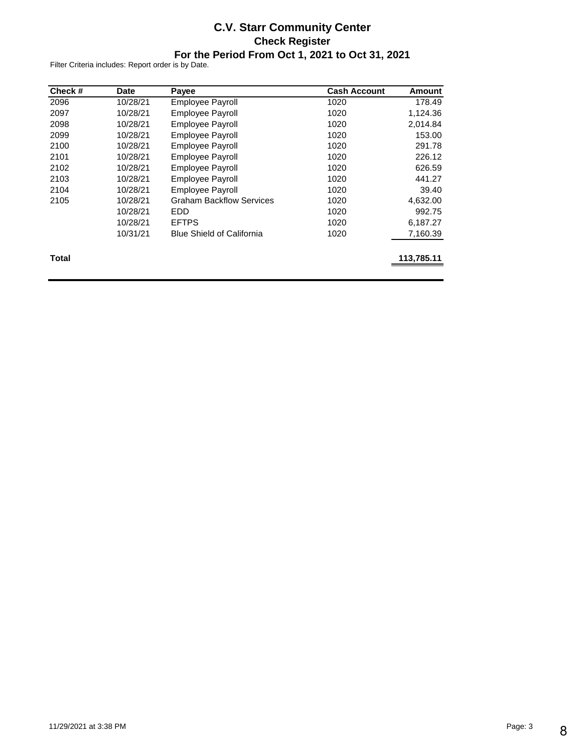# C.V. Starr Community Center

## Check Register

### For the Period From Oct 1, 2021 to Oct 31, 2021

Filter Criteria includes: Report order is by Date.

| Check # | Date | Payee | Cash Account | Amount |
|---|---|---|---|---|
| 2096 | 10/28/21 | Employee Payroll | 1020 | 178.49 |
| 2097 | 10/28/21 | Employee Payroll | 1020 | 1,124.36 |
| 2098 | 10/28/21 | Employee Payroll | 1020 | 2,014.84 |
| 2099 | 10/28/21 | Employee Payroll | 1020 | 153.00 |
| 2100 | 10/28/21 | Employee Payroll | 1020 | 291.78 |
| 2101 | 10/28/21 | Employee Payroll | 1020 | 226.12 |
| 2102 | 10/28/21 | Employee Payroll | 1020 | 626.59 |
| 2103 | 10/28/21 | Employee Payroll | 1020 | 441.27 |
| 2104 | 10/28/21 | Employee Payroll | 1020 | 39.40 |
| 2105 | 10/28/21 | Graham Backflow Services | 1020 | 4,632.00 |
| | 10/28/21 | EDD | 1020 | 992.75 |
| | 10/28/21 | EFTPS | 1020 | 6,187.27 |
| | 10/31/21 | Blue Shield of California | 1020 | 7,160.39 |
| **Total** | | | | **113,785.11** |

11/29/2021 at 3:38 PM